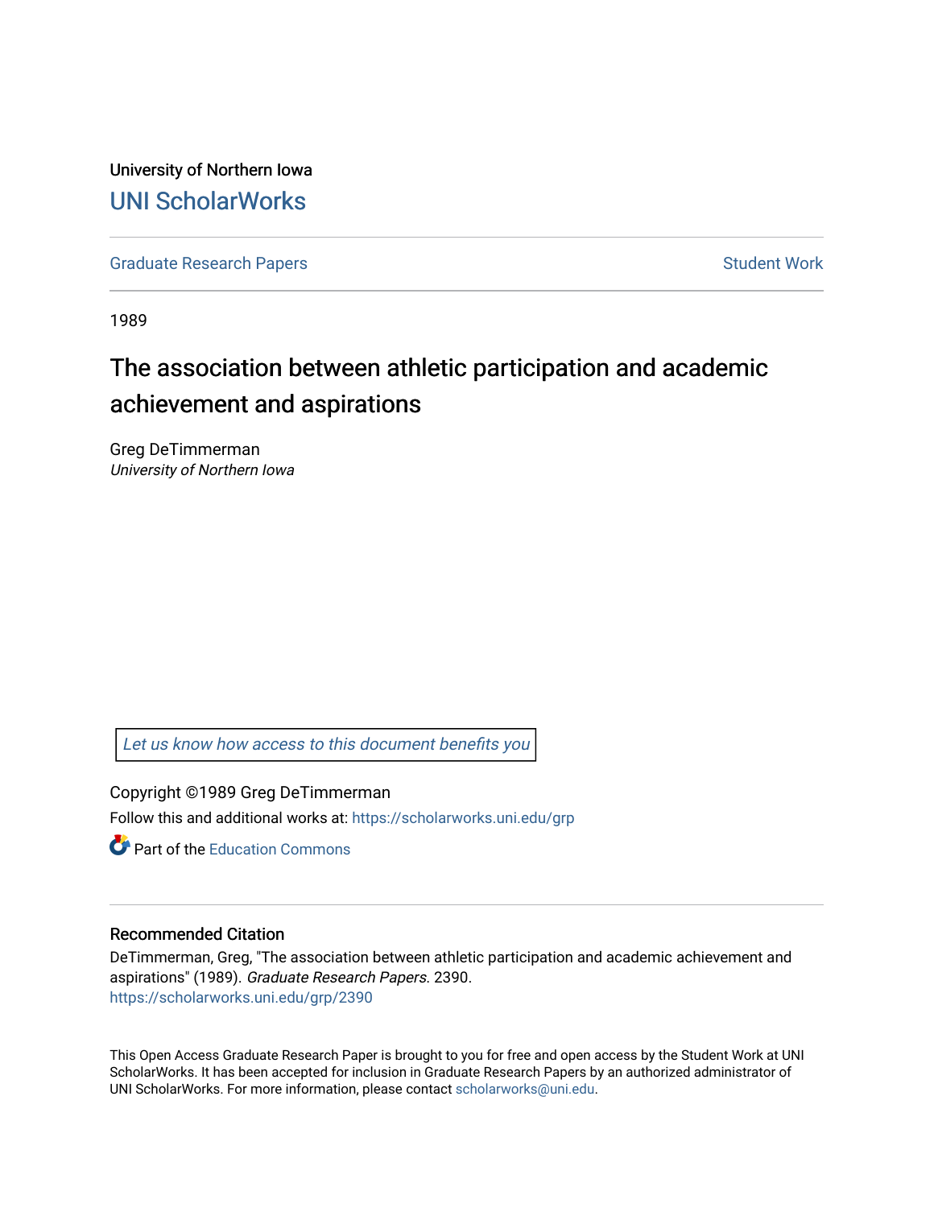University of Northern Iowa

# UNI ScholarWorks

Graduate Research Papers | Student Work

1989

# The association between athletic participation and academic achievement and aspirations

Greg DeTimmerman
*University of Northern Iowa*

*Let us know how access to this document benefits you*

Copyright ©1989 Greg DeTimmerman

Follow this and additional works at: https://scholarworks.uni.edu/grp

Part of the Education Commons

## Recommended Citation

DeTimmerman, Greg, "The association between athletic participation and academic achievement and aspirations" (1989). *Graduate Research Papers*. 2390.
https://scholarworks.uni.edu/grp/2390

This Open Access Graduate Research Paper is brought to you for free and open access by the Student Work at UNI ScholarWorks. It has been accepted for inclusion in Graduate Research Papers by an authorized administrator of UNI ScholarWorks. For more information, please contact scholarworks@uni.edu.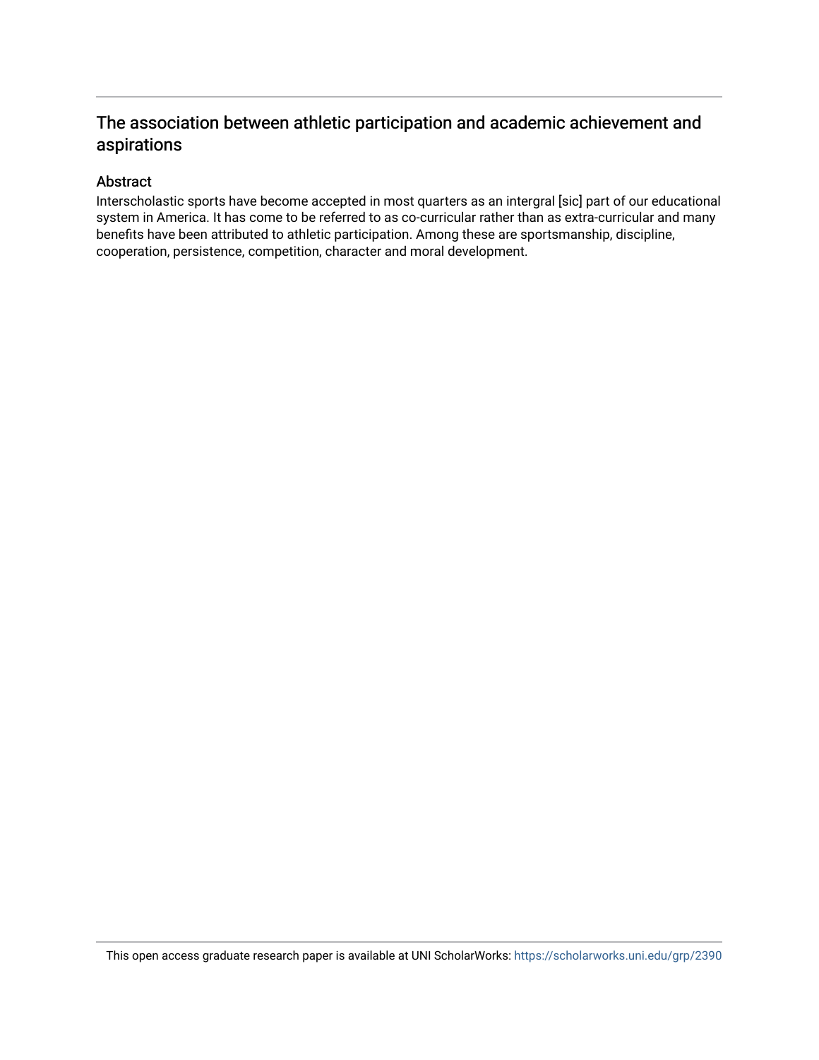## The association between athletic participation and academic achievement and aspirations

### Abstract

Interscholastic sports have become accepted in most quarters as an intergral [sic] part of our educational system in America. It has come to be referred to as co-curricular rather than as extra-curricular and many benefits have been attributed to athletic participation. Among these are sportsmanship, discipline, cooperation, persistence, competition, character and moral development.

This open access graduate research paper is available at UNI ScholarWorks: https://scholarworks.uni.edu/grp/2390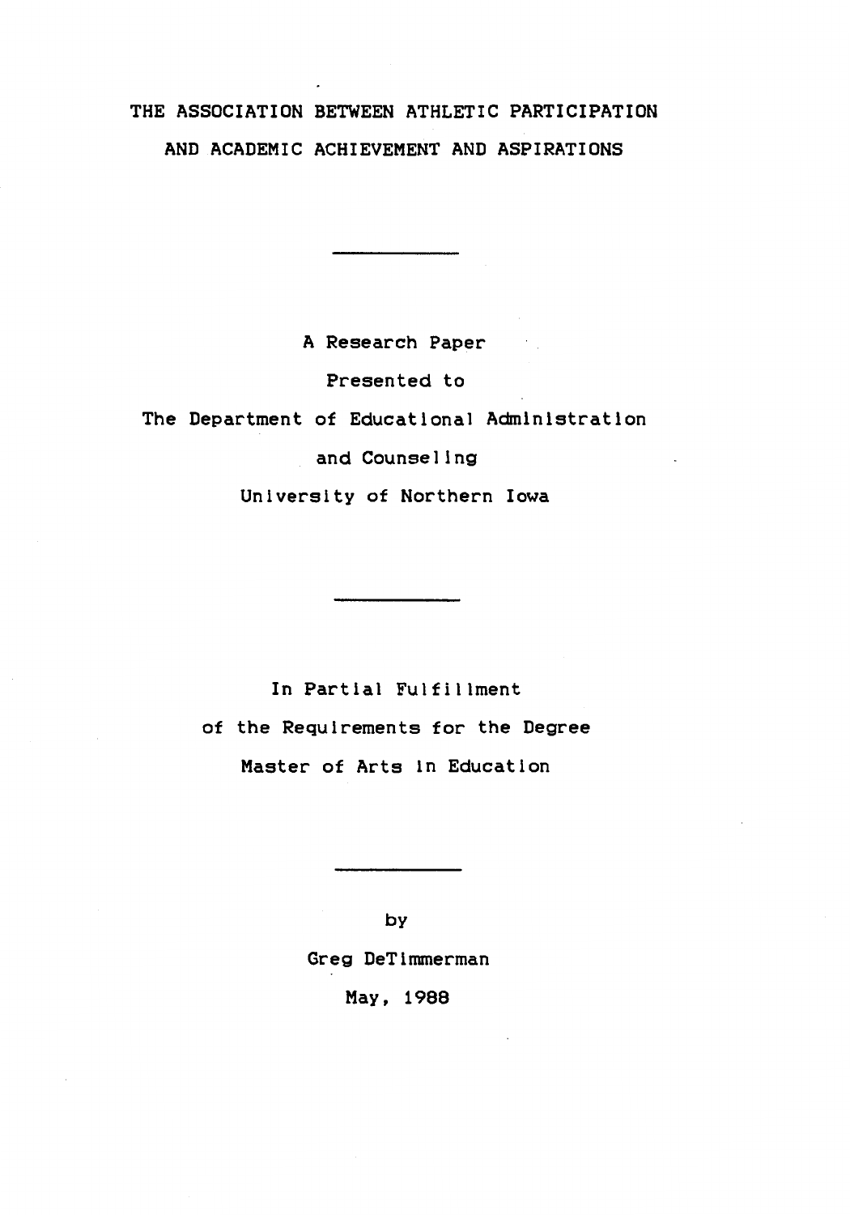# THE ASSOCIATION BETWEEN ATHLETIC PARTICIPATION AND ACADEMIC ACHIEVEMENT AND ASPIRATIONS

---

A Research Paper

Presented to

The Department of Educational Administration

and Counseling

University of Northern Iowa

---

In Partial Fulfillment

of the Requirements for the Degree

Master of Arts in Education

---

by

Greg DeTimmerman

May, 1988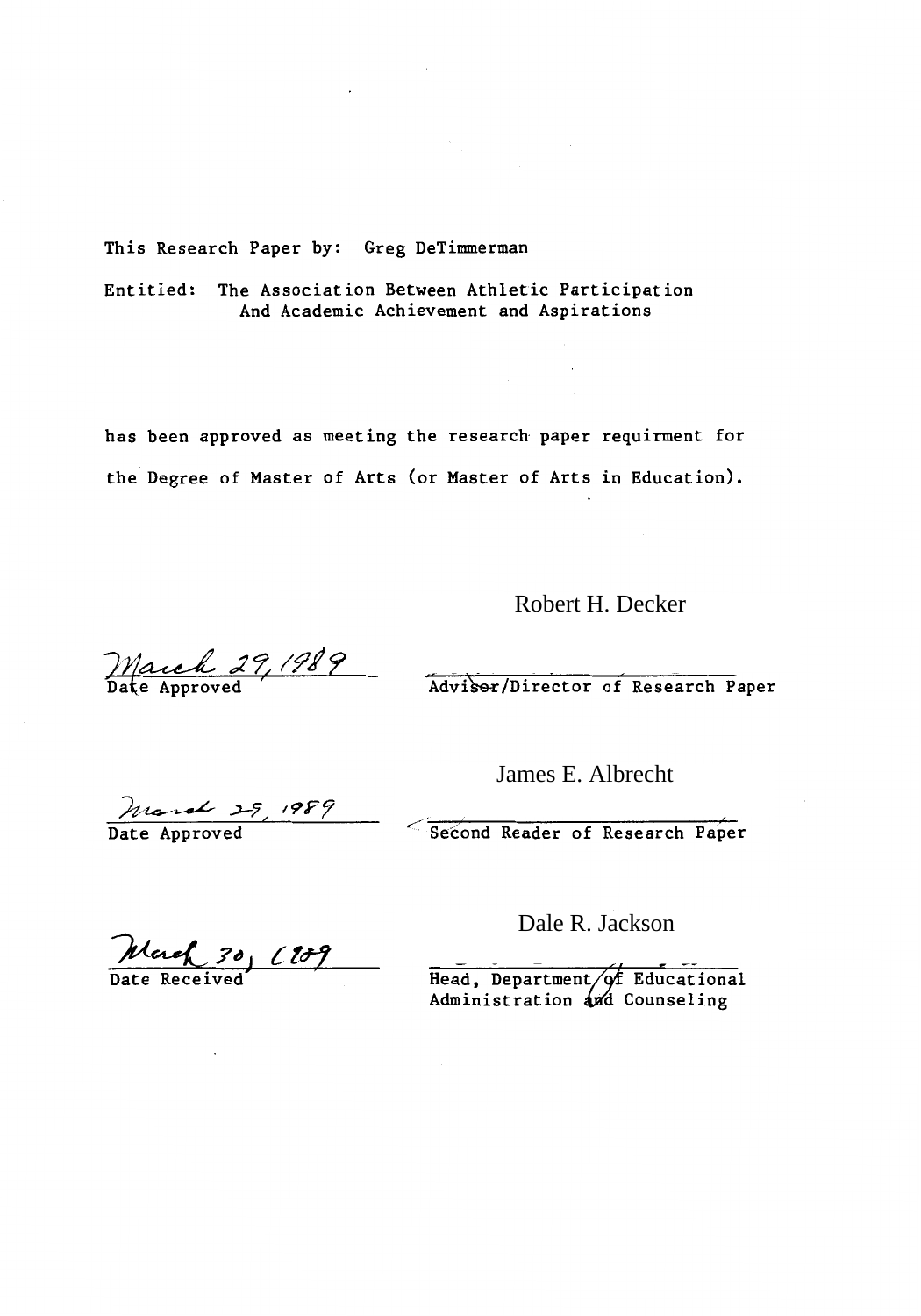This Research Paper by: Greg DeTimmerman

Entitled: The Association Between Athletic Participation And Academic Achievement and Aspirations

has been approved as meeting the research paper requirment for the Degree of Master of Arts (or Master of Arts in Education).

Robert H. Decker

March 29, 1989
Date Approved

Adviser/Director of Research Paper

James E. Albrecht

March 29, 1989
Date Approved

Second Reader of Research Paper

Dale R. Jackson

March 30, 1989
Date Received

Head, Department of Educational Administration and Counseling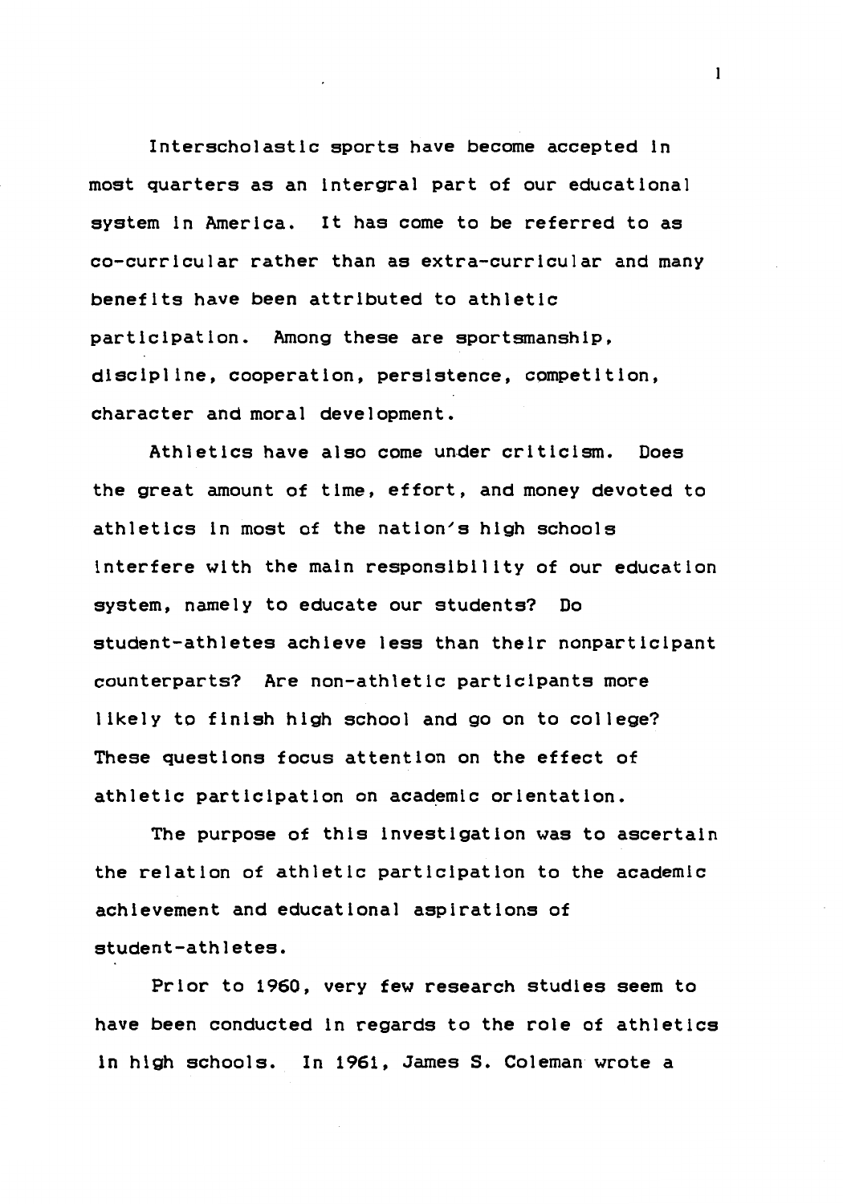Interscholastic sports have become accepted in most quarters as an intergral part of our educational system in America. It has come to be referred to as co-curricular rather than as extra-curricular and many benefits have been attributed to athletic participation. Among these are sportsmanship, discipline, cooperation, persistence, competition, character and moral development.

Athletics have also come under criticism. Does the great amount of time, effort, and money devoted to athletics in most of the nation's high schools interfere with the main responsibility of our education system, namely to educate our students? Do student-athletes achieve less than their nonparticipant counterparts? Are non-athletic participants more likely to finish high school and go on to college? These questions focus attention on the effect of athletic participation on academic orientation.

The purpose of this investigation was to ascertain the relation of athletic participation to the academic achievement and educational aspirations of student-athletes.

Prior to 1960, very few research studies seem to have been conducted in regards to the role of athletics in high schools. In 1961, James S. Coleman wrote a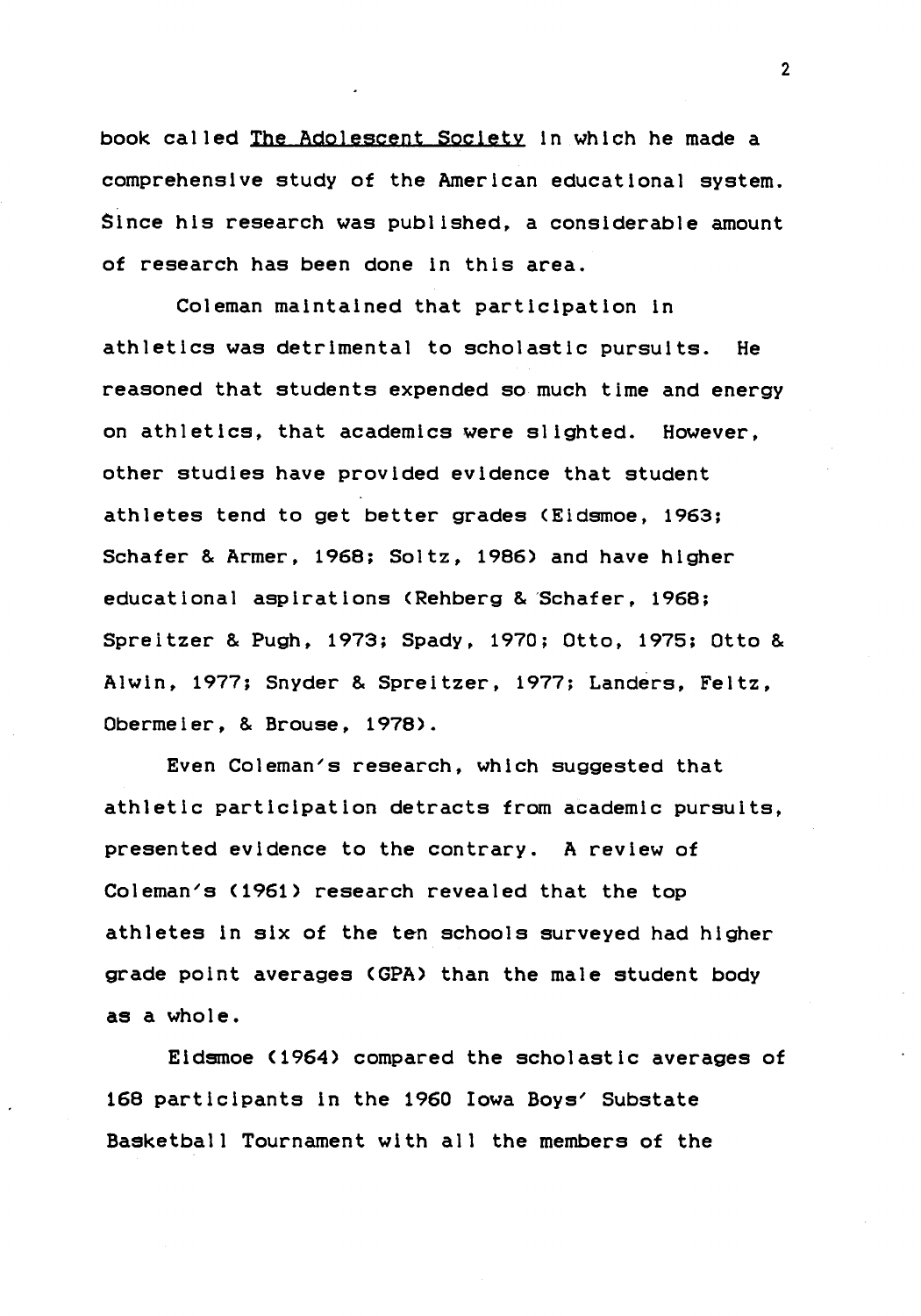book called The Adolescent Society in which he made a comprehensive study of the American educational system. Since his research was published, a considerable amount of research has been done in this area.

Coleman maintained that participation in athletics was detrimental to scholastic pursuits. He reasoned that students expended so much time and energy on athletics, that academics were slighted. However, other studies have provided evidence that student athletes tend to get better grades (Eidsmoe, 1963; Schafer & Armer, 1968; Soltz, 1986) and have higher educational aspirations (Rehberg & Schafer, 1968; Spreitzer & Pugh, 1973; Spady, 1970; Otto, 1975; Otto & Alwin, 1977; Snyder & Spreitzer, 1977; Landers, Feltz, Obermeier, & Brouse, 1978).

Even Coleman's research, which suggested that athletic participation detracts from academic pursuits, presented evidence to the contrary. A review of Coleman's (1961) research revealed that the top athletes in six of the ten schools surveyed had higher grade point averages (GPA) than the male student body as a whole.

Eidsmoe (1964) compared the scholastic averages of 168 participants in the 1960 Iowa Boys' Substate Basketball Tournament with all the members of the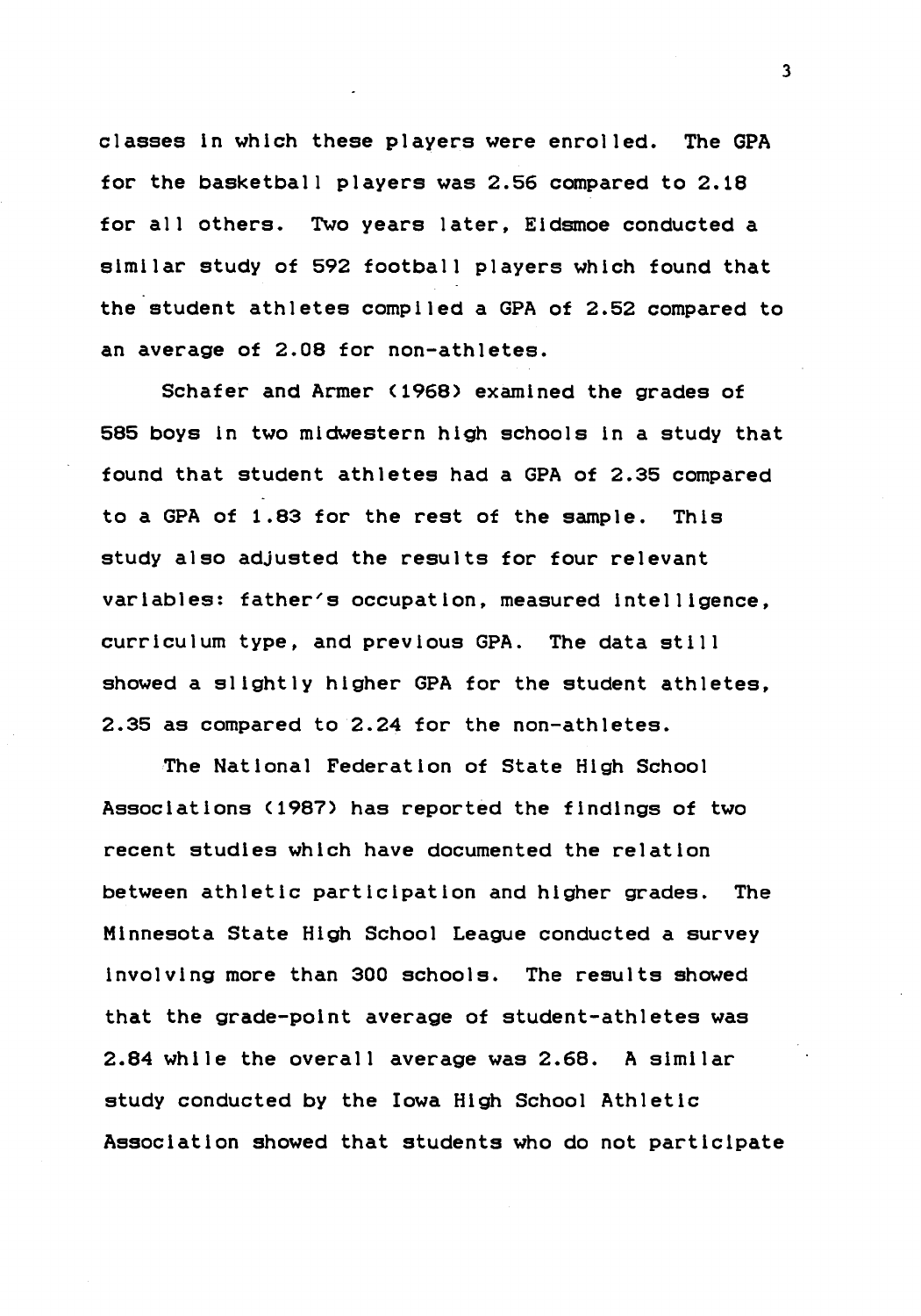classes in which these players were enrolled. The GPA for the basketball players was 2.56 compared to 2.18 for all others. Two years later, Eidsmoe conducted a similar study of 592 football players which found that the student athletes compiled a GPA of 2.52 compared to an average of 2.08 for non-athletes.

Schafer and Armer (1968) examined the grades of 585 boys in two midwestern high schools in a study that found that student athletes had a GPA of 2.35 compared to a GPA of 1.83 for the rest of the sample. This study also adjusted the results for four relevant variables: father's occupation, measured intelligence, curriculum type, and previous GPA. The data still showed a slightly higher GPA for the student athletes, 2.35 as compared to 2.24 for the non-athletes.

The National Federation of State High School Associations (1987) has reported the findings of two recent studies which have documented the relation between athletic participation and higher grades. The Minnesota State High School League conducted a survey involving more than 300 schools. The results showed that the grade-point average of student-athletes was 2.84 while the overall average was 2.68. A similar study conducted by the Iowa High School Athletic Association showed that students who do not participate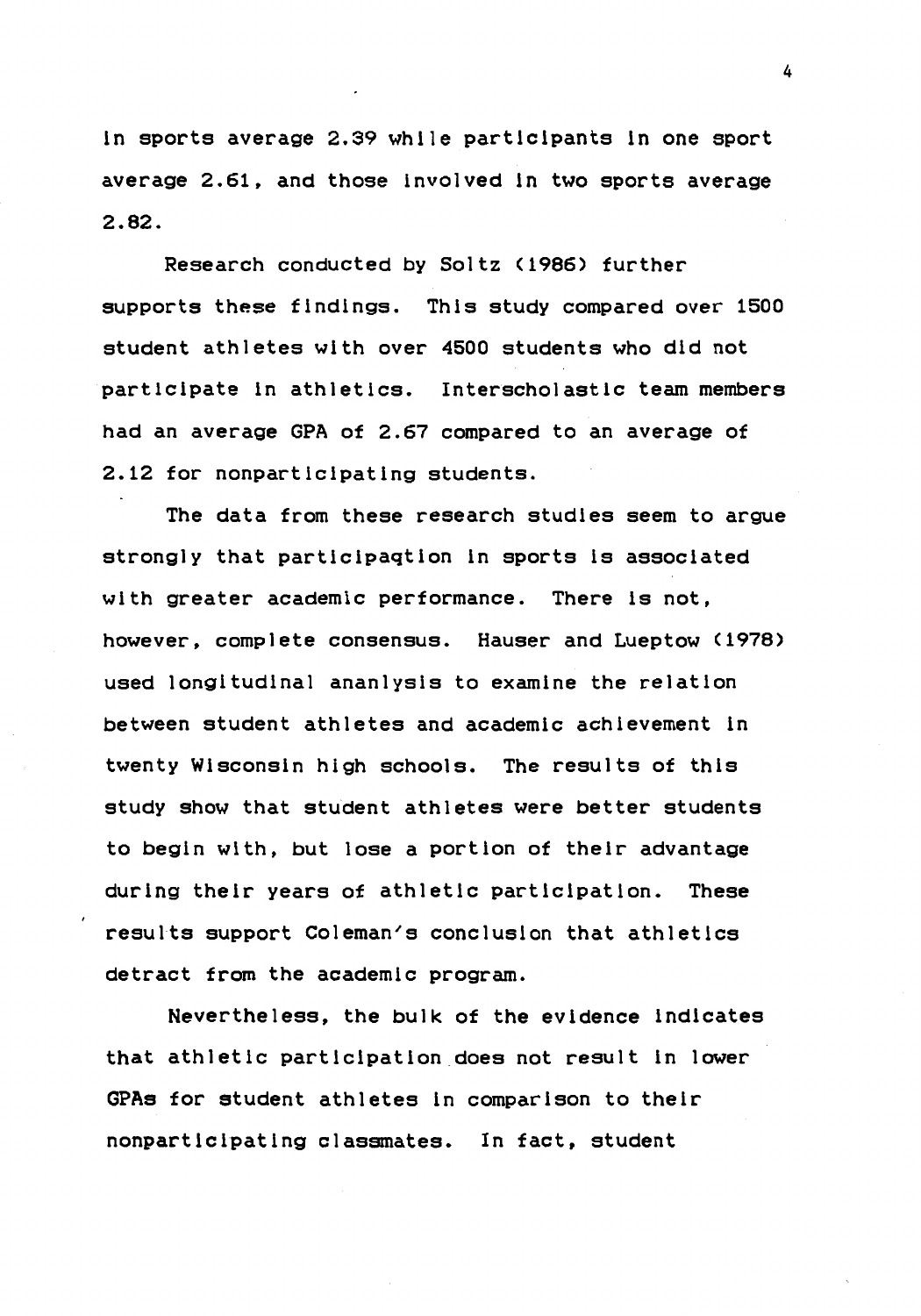in sports average 2.39 while participants in one sport average 2.61, and those involved in two sports average 2.82.

Research conducted by Soltz (1986) further supports these findings. This study compared over 1500 student athletes with over 4500 students who did not participate in athletics. Interscholastic team members had an average GPA of 2.67 compared to an average of 2.12 for nonparticipating students.

The data from these research studies seem to argue strongly that participaqtion in sports is associated with greater academic performance. There is not, however, complete consensus. Hauser and Lueptow (1978) used longitudinal ananlysis to examine the relation between student athletes and academic achievement in twenty Wisconsin high schools. The results of this study show that student athletes were better students to begin with, but lose a portion of their advantage during their years of athletic participation. These results support Coleman's conclusion that athletics detract from the academic program.

Nevertheless, the bulk of the evidence indicates that athletic participation does not result in lower GPAs for student athletes in comparison to their nonparticipating classmates. In fact, student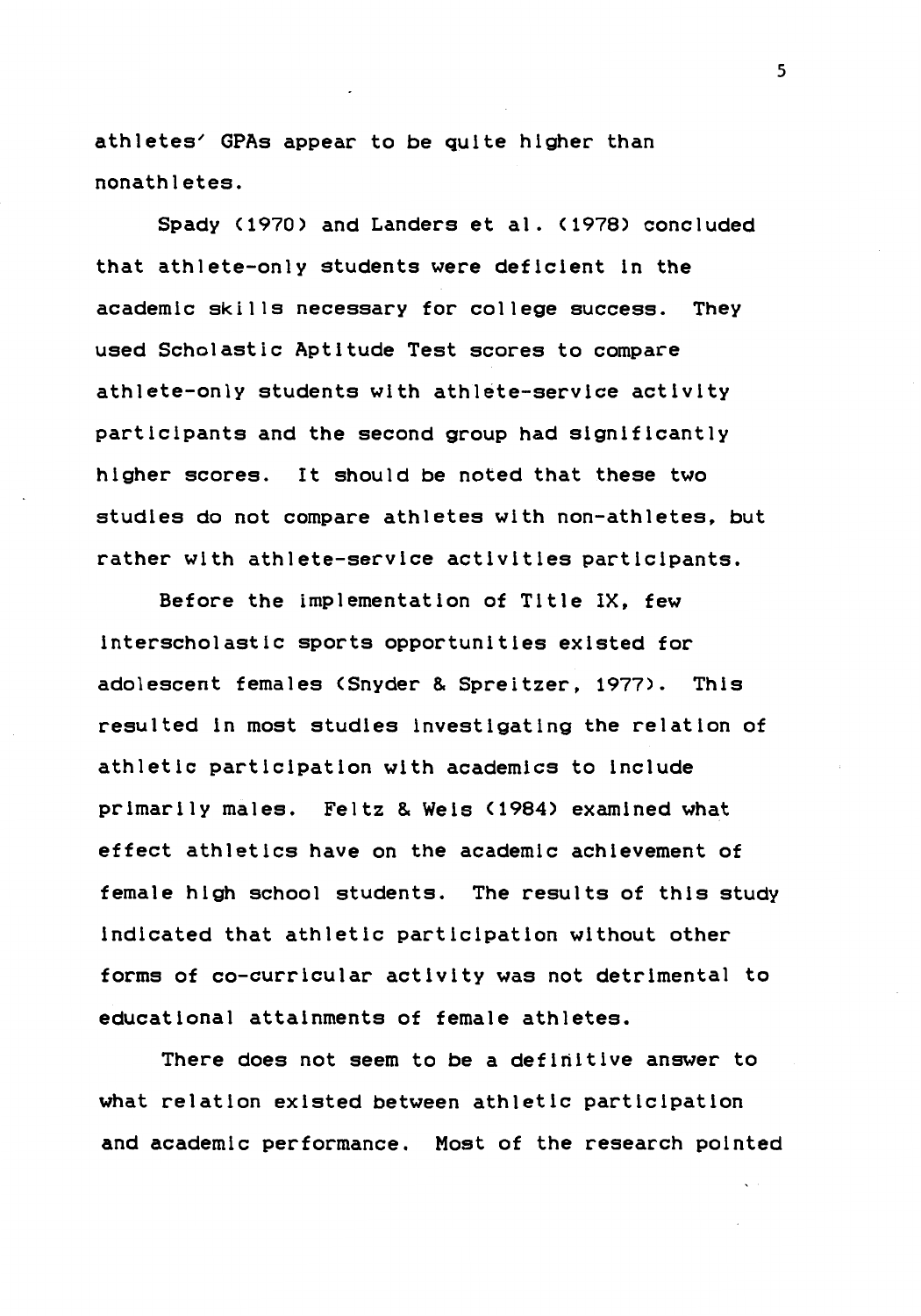athletes' GPAs appear to be quite higher than nonathletes.

Spady (1970) and Landers et al. (1978) concluded that athlete-only students were deficient in the academic skills necessary for college success. They used Scholastic Aptitude Test scores to compare athlete-only students with athlete-service activity participants and the second group had significantly higher scores. It should be noted that these two studies do not compare athletes with non-athletes, but rather with athlete-service activities participants.

Before the implementation of Title IX, few interscholastic sports opportunities existed for adolescent females (Snyder & Spreitzer, 1977). This resulted in most studies investigating the relation of athletic participation with academics to include primarily males. Feltz & Weis (1984) examined what effect athletics have on the academic achievement of female high school students. The results of this study indicated that athletic participation without other forms of co-curricular activity was not detrimental to educational attainments of female athletes.

There does not seem to be a definitive answer to what relation existed between athletic participation and academic performance. Most of the research pointed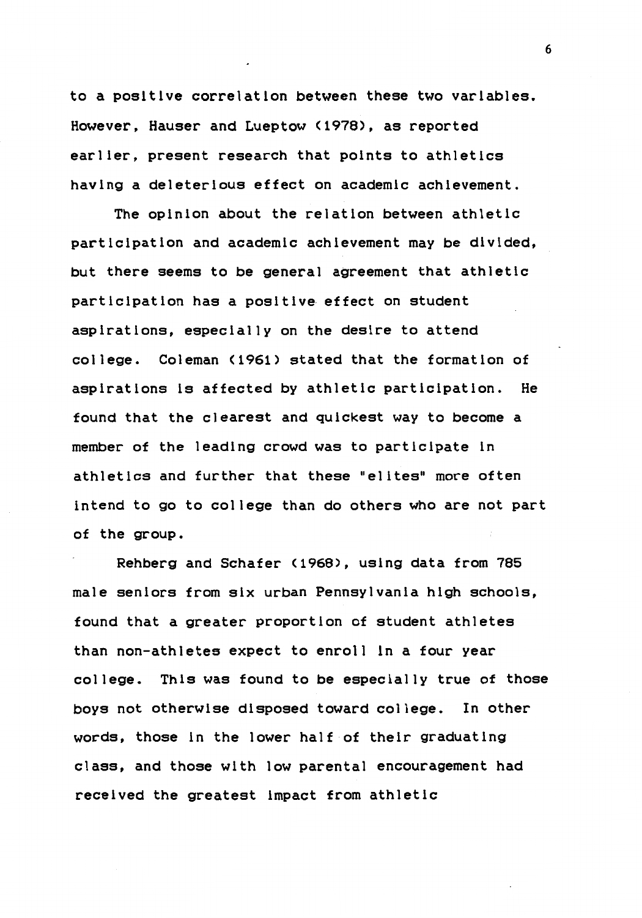to a positive correlation between these two variables. However, Hauser and Lueptow (1978), as reported earlier, present research that points to athletics having a deleterious effect on academic achievement.

The opinion about the relation between athletic participation and academic achievement may be divided, but there seems to be general agreement that athletic participation has a positive effect on student aspirations, especially on the desire to attend college. Coleman (1961) stated that the formation of aspirations is affected by athletic participation. He found that the clearest and quickest way to become a member of the leading crowd was to participate in athletics and further that these "elites" more often intend to go to college than do others who are not part of the group.

Rehberg and Schafer (1968), using data from 785 male seniors from six urban Pennsylvania high schools, found that a greater proportion of student athletes than non-athletes expect to enroll in a four year college. This was found to be especially true of those boys not otherwise disposed toward college. In other words, those in the lower half of their graduating class, and those with low parental encouragement had received the greatest impact from athletic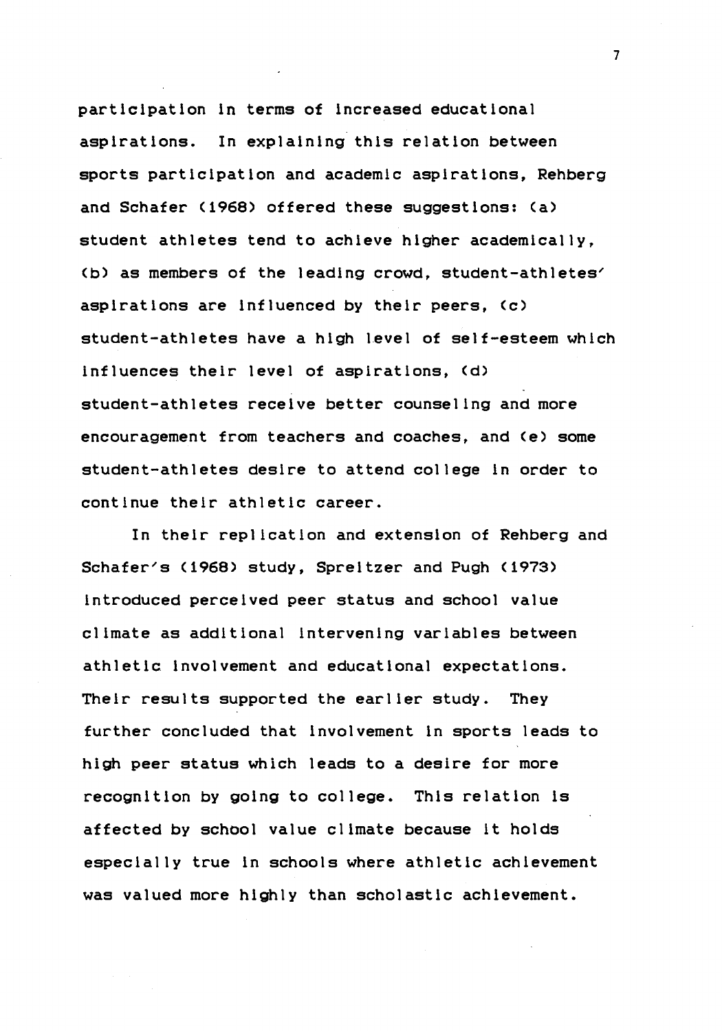participation in terms of increased educational aspirations. In explaining this relation between sports participation and academic aspirations, Rehberg and Schafer (1968) offered these suggestions: (a) student athletes tend to achieve higher academically, (b) as members of the leading crowd, student-athletes' aspirations are influenced by their peers, (c) student-athletes have a high level of self-esteem which influences their level of aspirations, (d) student-athletes receive better counseling and more encouragement from teachers and coaches, and (e) some student-athletes desire to attend college in order to continue their athletic career.

In their replication and extension of Rehberg and Schafer's (1968) study, Spreitzer and Pugh (1973) introduced perceived peer status and school value climate as additional intervening variables between athletic involvement and educational expectations. Their results supported the earlier study. They further concluded that involvement in sports leads to high peer status which leads to a desire for more recognition by going to college. This relation is affected by school value climate because it holds especially true in schools where athletic achievement was valued more highly than scholastic achievement.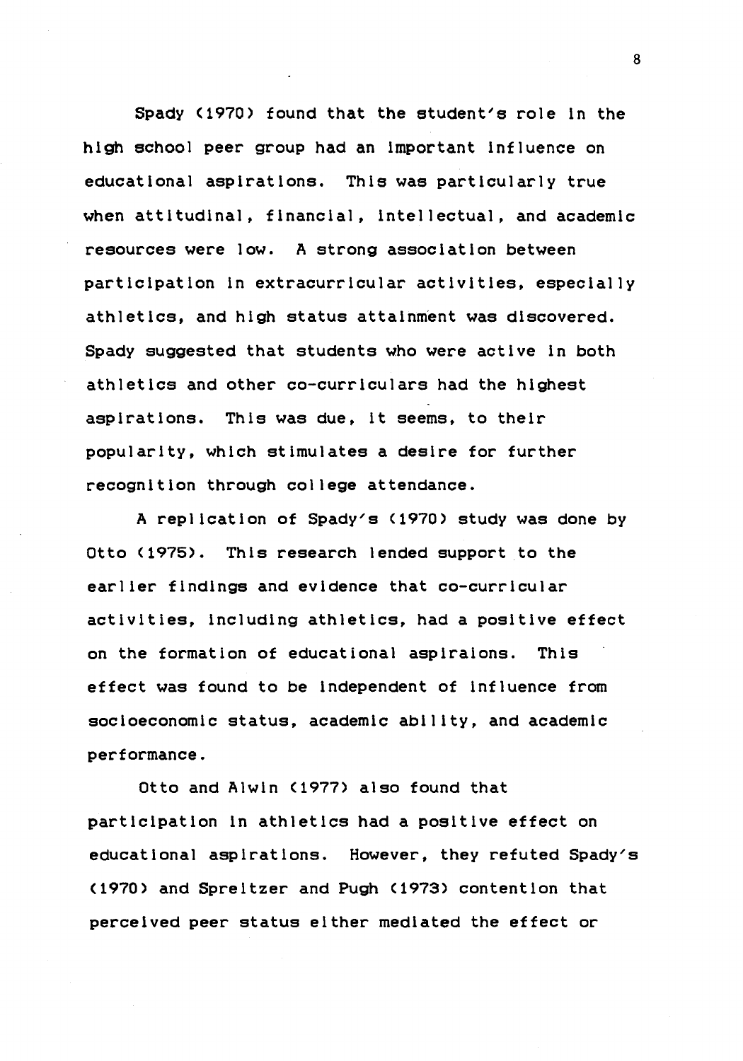Spady (1970) found that the student's role in the high school peer group had an important influence on educational aspirations. This was particularly true when attitudinal, financial, intellectual, and academic resources were low. A strong association between participation in extracurricular activities, especially athletics, and high status attainment was discovered. Spady suggested that students who were active in both athletics and other co-curriculars had the highest aspirations. This was due, it seems, to their popularity, which stimulates a desire for further recognition through college attendance.

A replication of Spady's (1970) study was done by Otto (1975). This research lended support to the earlier findings and evidence that co-curricular activities, including athletics, had a positive effect on the formation of educational aspiraions. This effect was found to be independent of influence from socioeconomic status, academic ability, and academic performance.

Otto and Alwin (1977) also found that participation in athletics had a positive effect on educational aspirations. However, they refuted Spady's (1970) and Spreitzer and Pugh (1973) contention that perceived peer status either mediated the effect or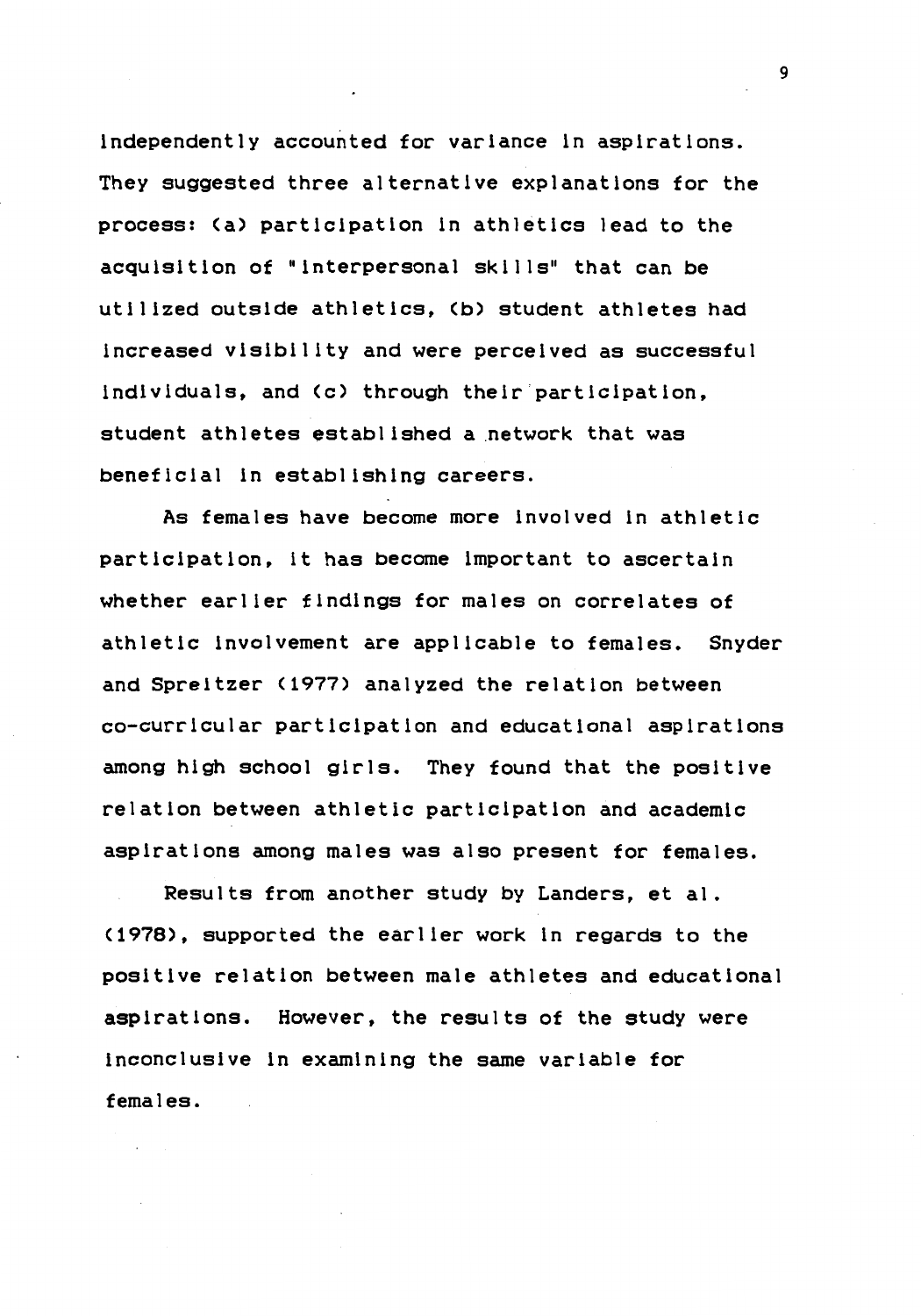independently accounted for variance in aspirations. They suggested three alternative explanations for the process: (a) participation in athletics lead to the acquisition of "interpersonal skills" that can be utilized outside athletics, (b) student athletes had increased visibility and were perceived as successful individuals, and (c) through their participation, student athletes established a network that was beneficial in establishing careers.

As females have become more involved in athletic participation, it has become important to ascertain whether earlier findings for males on correlates of athletic involvement are applicable to females. Snyder and Spreitzer (1977) analyzed the relation between co-curricular participation and educational aspirations among high school girls. They found that the positive relation between athletic participation and academic aspirations among males was also present for females.

Results from another study by Landers, et al. (1978), supported the earlier work in regards to the positive relation between male athletes and educational aspirations. However, the results of the study were inconclusive in examining the same variable for females.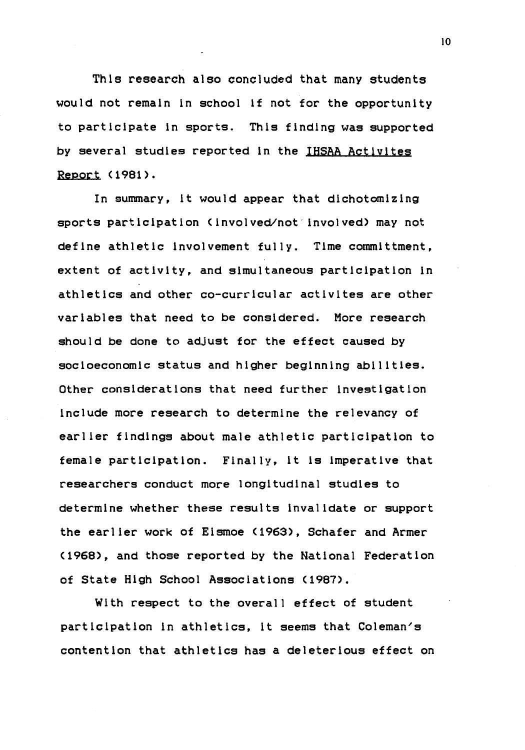This research also concluded that many students would not remain in school if not for the opportunity to participate in sports. This finding was supported by several studies reported in the IHSAA Activites Report (1981).

In summary, it would appear that dichotomizing sports participation (involved/not involved) may not define athletic involvement fully. Time committment, extent of activity, and simultaneous participation in athletics and other co-curricular activites are other variables that need to be considered. More research should be done to adjust for the effect caused by socioeconomic status and higher beginning abilities. Other considerations that need further investigation include more research to determine the relevancy of earlier findings about male athletic participation to female participation. Finally, it is imperative that researchers conduct more longitudinal studies to determine whether these results invalidate or support the earlier work of Eismoe (1963), Schafer and Armer (1968), and those reported by the National Federation of State High School Associations (1987).

With respect to the overall effect of student participation in athletics, it seems that Coleman's contention that athletics has a deleterious effect on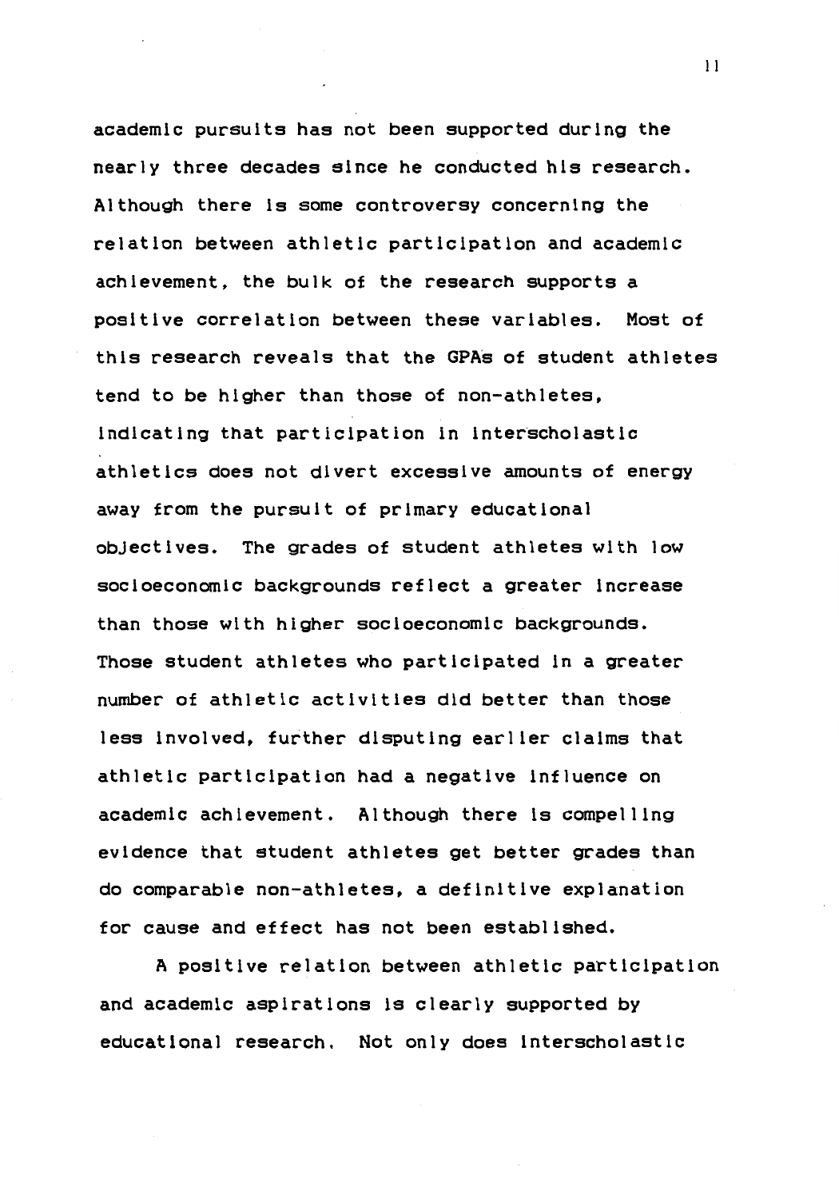academic pursuits has not been supported during the nearly three decades since he conducted his research. Although there is some controversy concerning the relation between athletic participation and academic achievement, the bulk of the research supports a positive correlation between these variables. Most of this research reveals that the GPAs of student athletes tend to be higher than those of non-athletes, indicating that participation in interscholastic athletics does not divert excessive amounts of energy away from the pursuit of primary educational objectives. The grades of student athletes with low socioeconomic backgrounds reflect a greater increase than those with higher socioeconomic backgrounds. Those student athletes who participated in a greater number of athletic activities did better than those less involved, further disputing earlier claims that athletic participation had a negative influence on academic achievement. Although there is compelling evidence that student athletes get better grades than do comparable non-athletes, a definitive explanation for cause and effect has not been established.

A positive relation between athletic participation and academic aspirations is clearly supported by educational research. Not only does interscholastic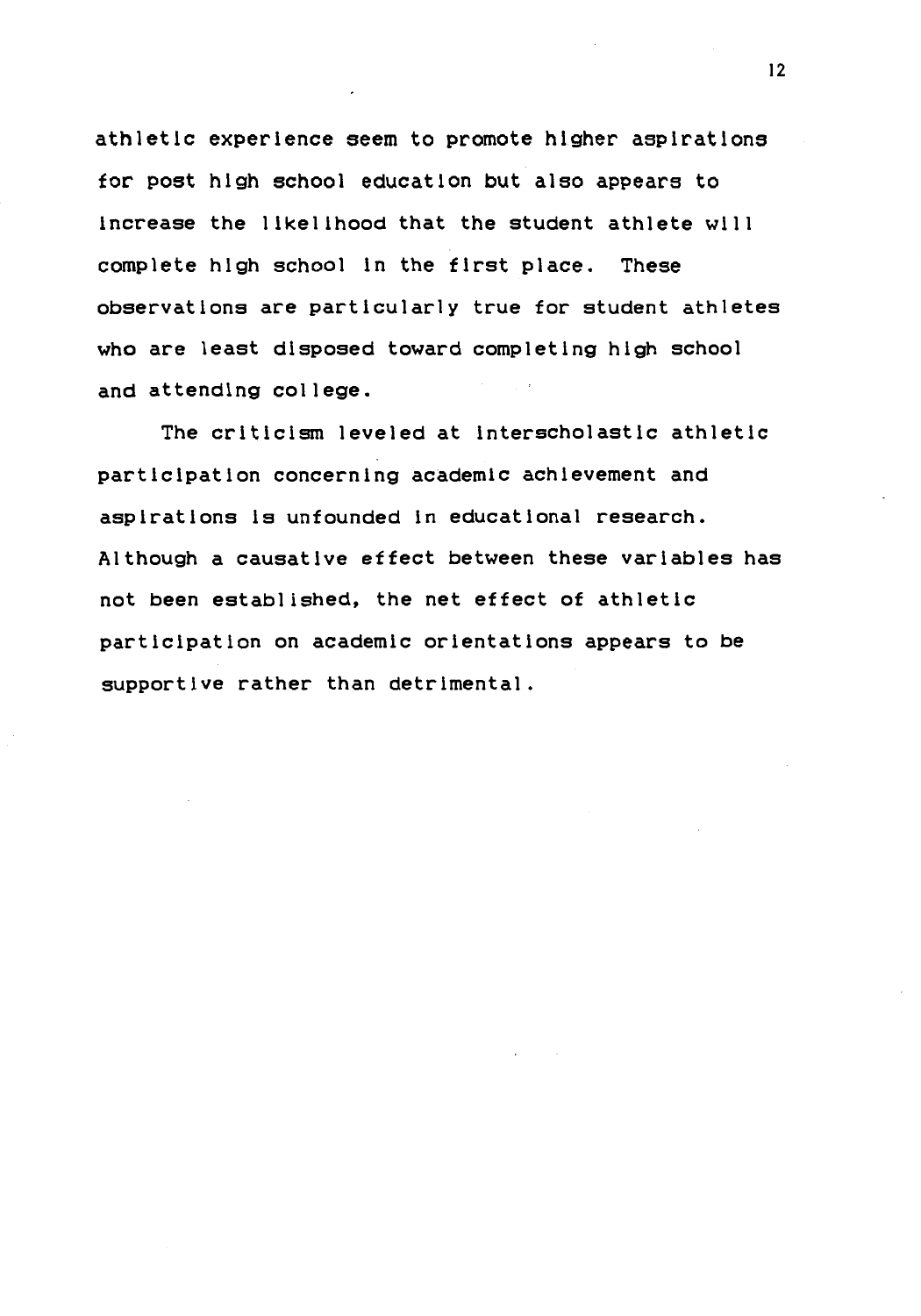athletic experience seem to promote higher aspirations for post high school education but also appears to increase the likelihood that the student athlete will complete high school in the first place. These observations are particularly true for student athletes who are least disposed toward completing high school and attending college.

The criticism leveled at interscholastic athletic participation concerning academic achievement and aspirations is unfounded in educational research. Although a causative effect between these variables has not been established, the net effect of athletic participation on academic orientations appears to be supportive rather than detrimental.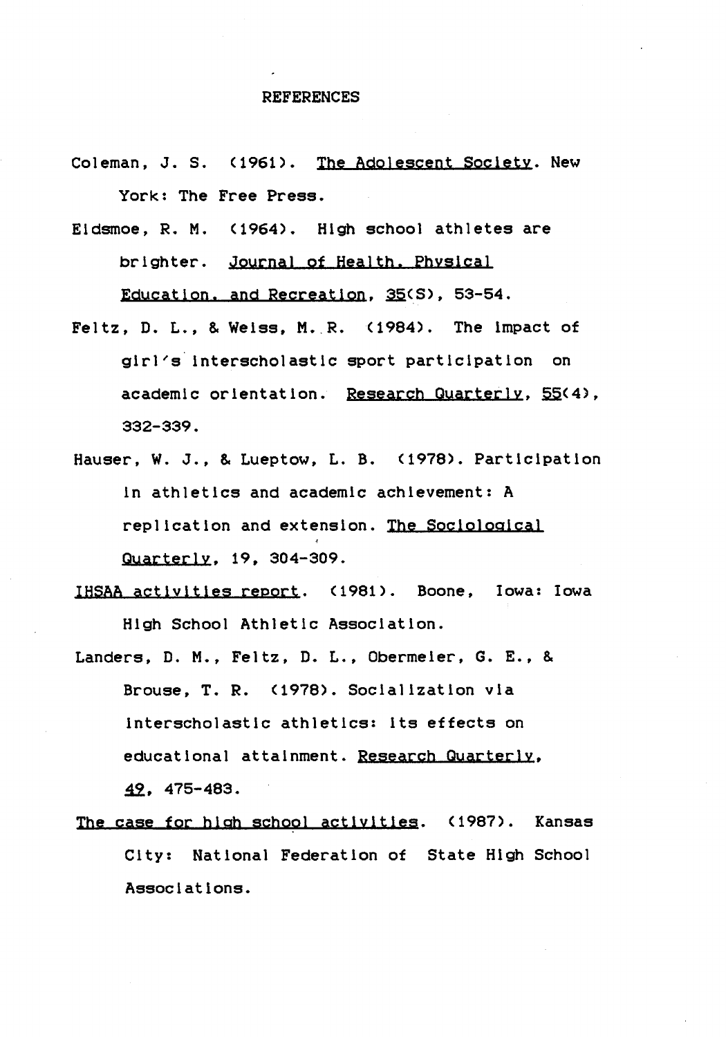# REFERENCES

Coleman, J. S. (1961). The Adolescent Society. New York: The Free Press.

Eidsmoe, R. M. (1964). High school athletes are brighter. Journal of Health, Physical Education, and Recreation, 35(S), 53-54.

Feltz, D. L., & Weiss, M. R. (1984). The impact of girl's interscholastic sport participation on academic orientation. Research Quarterly, 55(4), 332-339.

Hauser, W. J., & Lueptow, L. B. (1978). Participation in athletics and academic achievement: A replication and extension. The Sociological Quarterly, 19, 304-309.

IHSAA activities report. (1981). Boone, Iowa: Iowa High School Athletic Association.

Landers, D. M., Feltz, D. L., Obermeier, G. E., & Brouse, T. R. (1978). Socialization via interscholastic athletics: its effects on educational attainment. Research Quarterly, 49, 475-483.

The case for high school activities. (1987). Kansas City: National Federation of State High School Associations.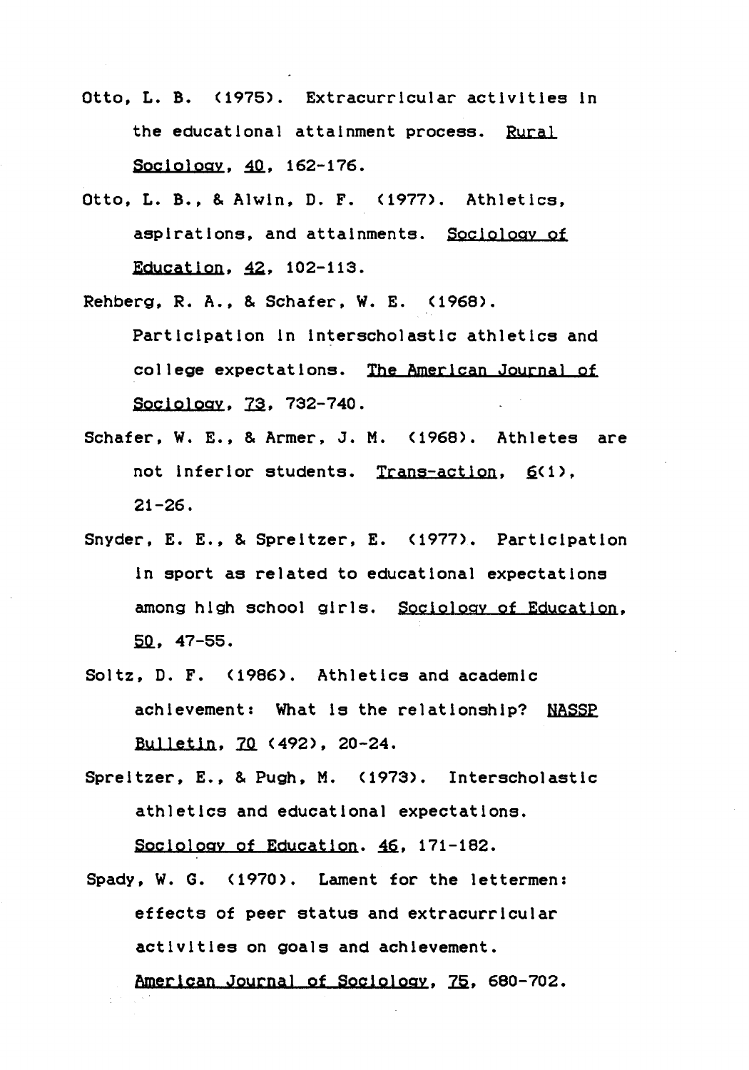Otto, L. B. (1975). Extracurricular activities in the educational attainment process. Rural Sociology, 40, 162-176.

Otto, L. B., & Alwin, D. F. (1977). Athletics, aspirations, and attainments. Sociology of Education, 42, 102-113.

Rehberg, R. A., & Schafer, W. E. (1968). Participation in interscholastic athletics and college expectations. The American Journal of Sociology, 73, 732-740.

Schafer, W. E., & Armer, J. M. (1968). Athletes are not inferior students. Trans-action, 6(1), 21-26.

Snyder, E. E., & Spreitzer, E. (1977). Participation in sport as related to educational expectations among high school girls. Sociology of Education, 50, 47-55.

Soltz, D. F. (1986). Athletics and academic achievement: What is the relationship? NASSP Bulletin, 70 (492), 20-24.

Spreitzer, E., & Pugh, M. (1973). Interscholastic athletics and educational expectations. Sociology of Education. 46, 171-182.

Spady, W. G. (1970). Lament for the lettermen: effects of peer status and extracurricular activities on goals and achievement. American Journal of Sociology, 75, 680-702.